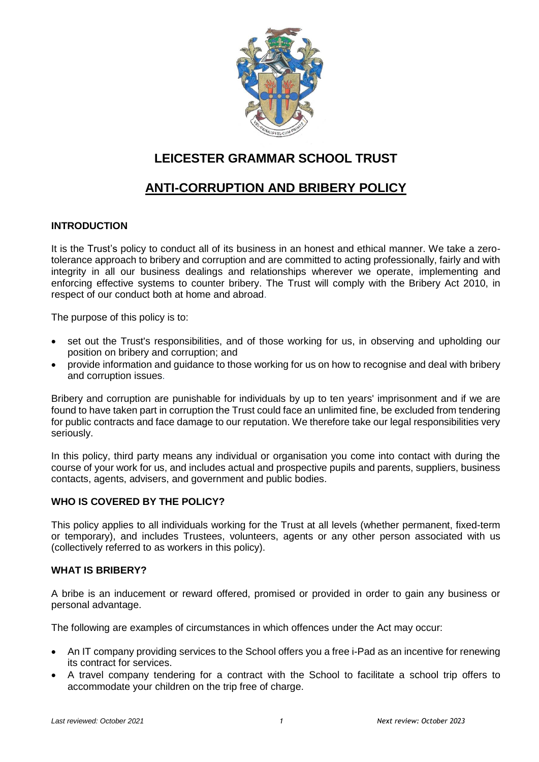# LEICESTER GRAMMAR SCHOOL TRUST

## ANTI-CORRUPTION AND BRIBERY POLICY

### INTRODUCTION

It is the Trust's policy to conduct all of its business in an honest and ethical manner. We take a zero-tolerance approach to bribery and corruption and are committed to acting professionally, fairly and with integrity in all our business dealings and relationships wherever we operate, implementing and enforcing effective systems to counter bribery. The Trust will comply with the Bribery Act 2010, in respect of our conduct both at home and abroad.

The purpose of this policy is to:

- set out the Trust's responsibilities, and of those working for us, in observing and upholding our position on bribery and corruption; and
- provide information and guidance to those working for us on how to recognise and deal with bribery and corruption issues.

Bribery and corruption are punishable for individuals by up to ten years' imprisonment and if we are found to have taken part in corruption the Trust could face an unlimited fine, be excluded from tendering for public contracts and face damage to our reputation. We therefore take our legal responsibilities very seriously.

In this policy, third party means any individual or organisation you come into contact with during the course of your work for us, and includes actual and prospective pupils and parents, suppliers, business contacts, agents, advisers, and government and public bodies.

### WHO IS COVERED BY THE POLICY?

This policy applies to all individuals working for the Trust at all levels (whether permanent, fixed-term or temporary), and includes Trustees, volunteers, agents or any other person associated with us (collectively referred to as workers in this policy).

### WHAT IS BRIBERY?

A bribe is an inducement or reward offered, promised or provided in order to gain any business or personal advantage.

The following are examples of circumstances in which offences under the Act may occur:

- An IT company providing services to the School offers you a free i-Pad as an incentive for renewing its contract for services.
- A travel company tendering for a contract with the School to facilitate a school trip offers to accommodate your children on the trip free of charge.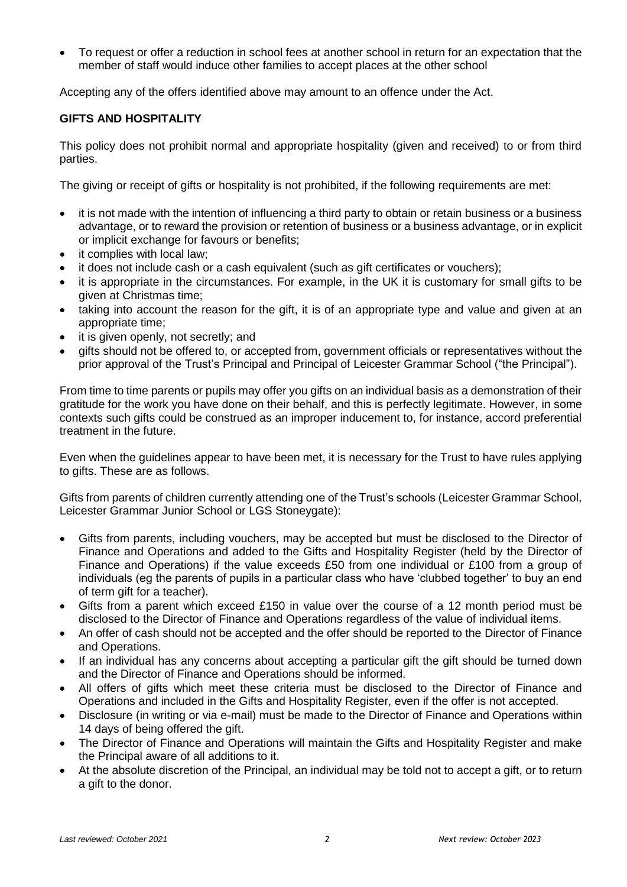- To request or offer a reduction in school fees at another school in return for an expectation that the member of staff would induce other families to accept places at the other school

Accepting any of the offers identified above may amount to an offence under the Act.

**GIFTS AND HOSPITALITY**

This policy does not prohibit normal and appropriate hospitality (given and received) to or from third parties.

The giving or receipt of gifts or hospitality is not prohibited, if the following requirements are met:

- it is not made with the intention of influencing a third party to obtain or retain business or a business advantage, or to reward the provision or retention of business or a business advantage, or in explicit or implicit exchange for favours or benefits;
- it complies with local law;
- it does not include cash or a cash equivalent (such as gift certificates or vouchers);
- it is appropriate in the circumstances. For example, in the UK it is customary for small gifts to be given at Christmas time;
- taking into account the reason for the gift, it is of an appropriate type and value and given at an appropriate time;
- it is given openly, not secretly; and
- gifts should not be offered to, or accepted from, government officials or representatives without the prior approval of the Trust's Principal and Principal of Leicester Grammar School ("the Principal").

From time to time parents or pupils may offer you gifts on an individual basis as a demonstration of their gratitude for the work you have done on their behalf, and this is perfectly legitimate. However, in some contexts such gifts could be construed as an improper inducement to, for instance, accord preferential treatment in the future.

Even when the guidelines appear to have been met, it is necessary for the Trust to have rules applying to gifts. These are as follows.

Gifts from parents of children currently attending one of the Trust's schools (Leicester Grammar School, Leicester Grammar Junior School or LGS Stoneygate):

- Gifts from parents, including vouchers, may be accepted but must be disclosed to the Director of Finance and Operations and added to the Gifts and Hospitality Register (held by the Director of Finance and Operations) if the value exceeds £50 from one individual or £100 from a group of individuals (eg the parents of pupils in a particular class who have 'clubbed together' to buy an end of term gift for a teacher).
- Gifts from a parent which exceed £150 in value over the course of a 12 month period must be disclosed to the Director of Finance and Operations regardless of the value of individual items.
- An offer of cash should not be accepted and the offer should be reported to the Director of Finance and Operations.
- If an individual has any concerns about accepting a particular gift the gift should be turned down and the Director of Finance and Operations should be informed.
- All offers of gifts which meet these criteria must be disclosed to the Director of Finance and Operations and included in the Gifts and Hospitality Register, even if the offer is not accepted.
- Disclosure (in writing or via e-mail) must be made to the Director of Finance and Operations within 14 days of being offered the gift.
- The Director of Finance and Operations will maintain the Gifts and Hospitality Register and make the Principal aware of all additions to it.
- At the absolute discretion of the Principal, an individual may be told not to accept a gift, or to return a gift to the donor.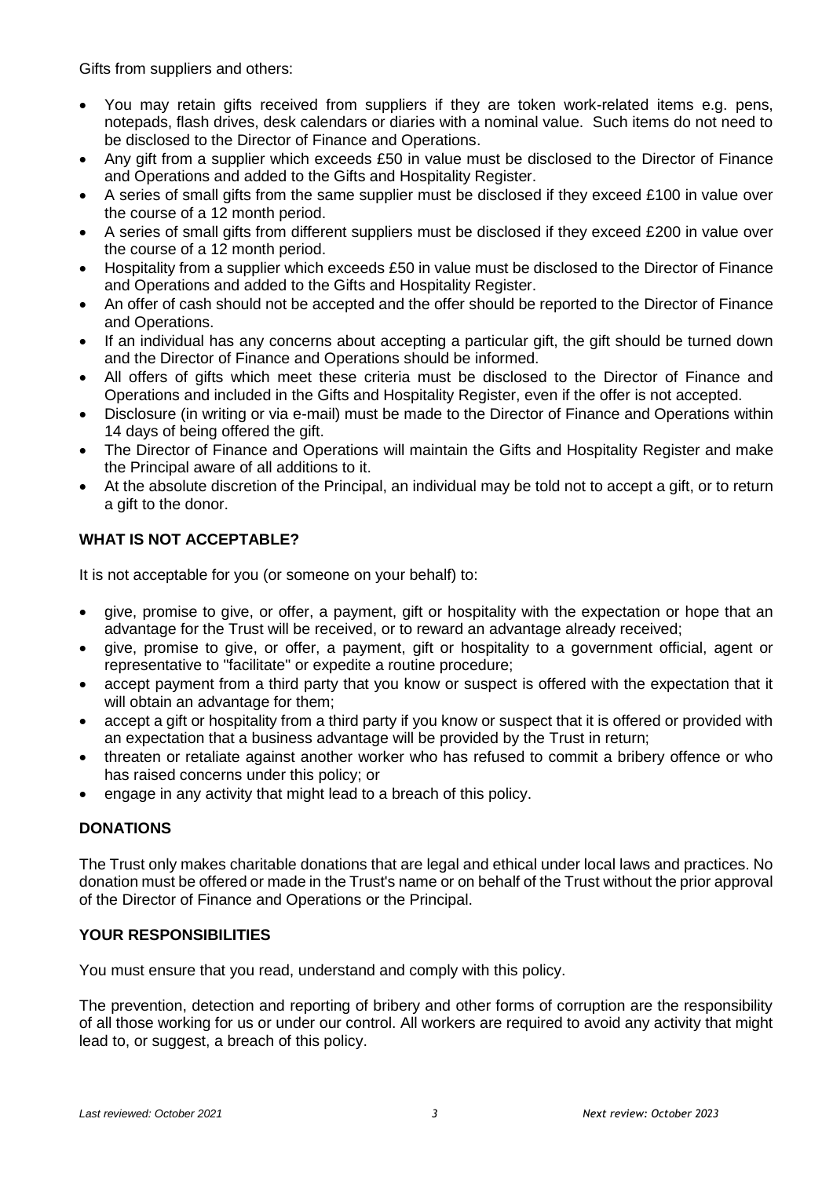Gifts from suppliers and others:

- You may retain gifts received from suppliers if they are token work-related items e.g. pens, notepads, flash drives, desk calendars or diaries with a nominal value. Such items do not need to be disclosed to the Director of Finance and Operations.
- Any gift from a supplier which exceeds £50 in value must be disclosed to the Director of Finance and Operations and added to the Gifts and Hospitality Register.
- A series of small gifts from the same supplier must be disclosed if they exceed £100 in value over the course of a 12 month period.
- A series of small gifts from different suppliers must be disclosed if they exceed £200 in value over the course of a 12 month period.
- Hospitality from a supplier which exceeds £50 in value must be disclosed to the Director of Finance and Operations and added to the Gifts and Hospitality Register.
- An offer of cash should not be accepted and the offer should be reported to the Director of Finance and Operations.
- If an individual has any concerns about accepting a particular gift, the gift should be turned down and the Director of Finance and Operations should be informed.
- All offers of gifts which meet these criteria must be disclosed to the Director of Finance and Operations and included in the Gifts and Hospitality Register, even if the offer is not accepted.
- Disclosure (in writing or via e-mail) must be made to the Director of Finance and Operations within 14 days of being offered the gift.
- The Director of Finance and Operations will maintain the Gifts and Hospitality Register and make the Principal aware of all additions to it.
- At the absolute discretion of the Principal, an individual may be told not to accept a gift, or to return a gift to the donor.

## WHAT IS NOT ACCEPTABLE?

It is not acceptable for you (or someone on your behalf) to:

- give, promise to give, or offer, a payment, gift or hospitality with the expectation or hope that an advantage for the Trust will be received, or to reward an advantage already received;
- give, promise to give, or offer, a payment, gift or hospitality to a government official, agent or representative to "facilitate" or expedite a routine procedure;
- accept payment from a third party that you know or suspect is offered with the expectation that it will obtain an advantage for them;
- accept a gift or hospitality from a third party if you know or suspect that it is offered or provided with an expectation that a business advantage will be provided by the Trust in return;
- threaten or retaliate against another worker who has refused to commit a bribery offence or who has raised concerns under this policy; or
- engage in any activity that might lead to a breach of this policy.

## DONATIONS

The Trust only makes charitable donations that are legal and ethical under local laws and practices. No donation must be offered or made in the Trust's name or on behalf of the Trust without the prior approval of the Director of Finance and Operations or the Principal.

## YOUR RESPONSIBILITIES

You must ensure that you read, understand and comply with this policy.

The prevention, detection and reporting of bribery and other forms of corruption are the responsibility of all those working for us or under our control. All workers are required to avoid any activity that might lead to, or suggest, a breach of this policy.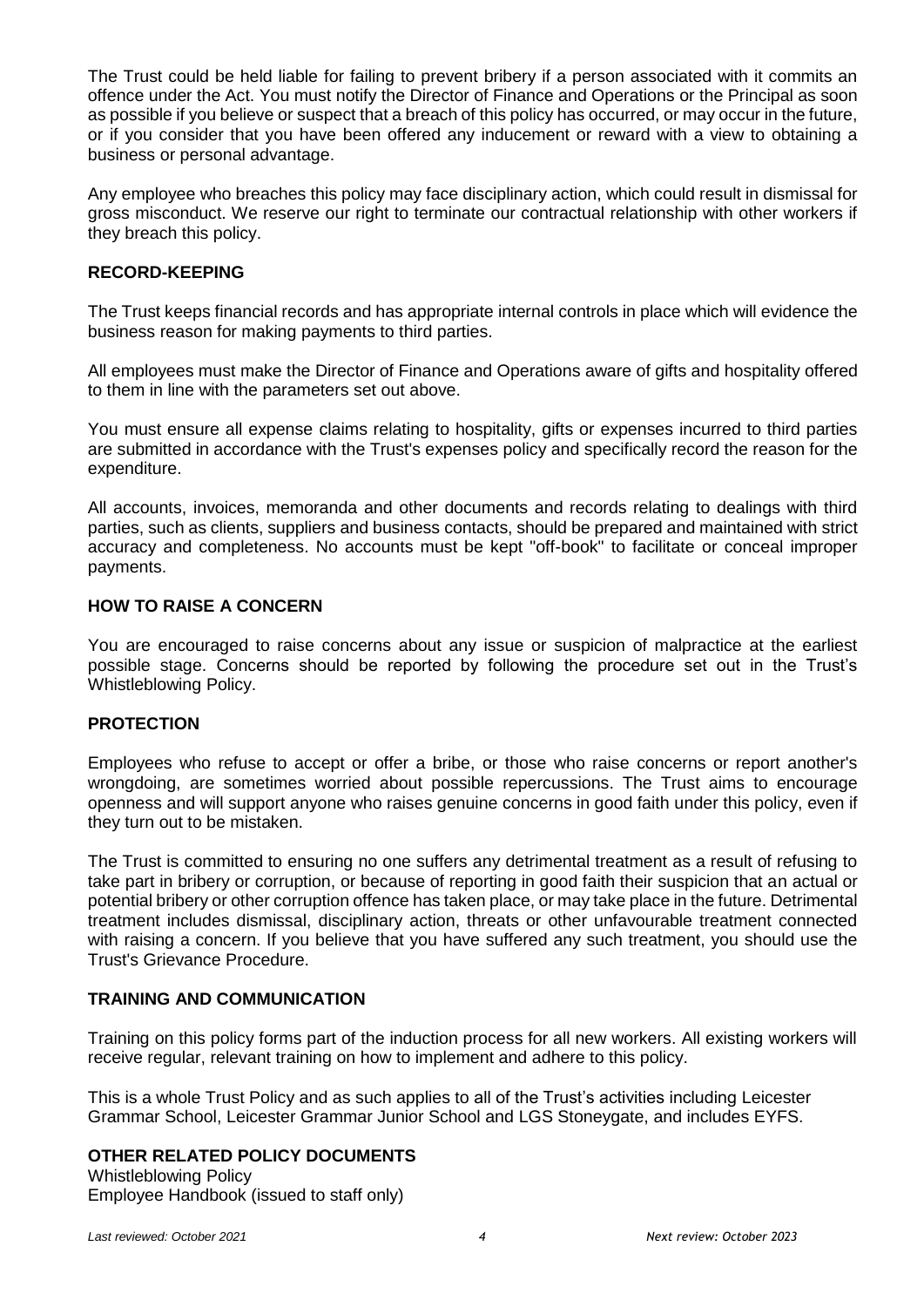The Trust could be held liable for failing to prevent bribery if a person associated with it commits an offence under the Act. You must notify the Director of Finance and Operations or the Principal as soon as possible if you believe or suspect that a breach of this policy has occurred, or may occur in the future, or if you consider that you have been offered any inducement or reward with a view to obtaining a business or personal advantage.

Any employee who breaches this policy may face disciplinary action, which could result in dismissal for gross misconduct. We reserve our right to terminate our contractual relationship with other workers if they breach this policy.

## RECORD-KEEPING

The Trust keeps financial records and has appropriate internal controls in place which will evidence the business reason for making payments to third parties.

All employees must make the Director of Finance and Operations aware of gifts and hospitality offered to them in line with the parameters set out above.

You must ensure all expense claims relating to hospitality, gifts or expenses incurred to third parties are submitted in accordance with the Trust's expenses policy and specifically record the reason for the expenditure.

All accounts, invoices, memoranda and other documents and records relating to dealings with third parties, such as clients, suppliers and business contacts, should be prepared and maintained with strict accuracy and completeness. No accounts must be kept "off-book" to facilitate or conceal improper payments.

## HOW TO RAISE A CONCERN

You are encouraged to raise concerns about any issue or suspicion of malpractice at the earliest possible stage. Concerns should be reported by following the procedure set out in the Trust's Whistleblowing Policy.

## PROTECTION

Employees who refuse to accept or offer a bribe, or those who raise concerns or report another's wrongdoing, are sometimes worried about possible repercussions. The Trust aims to encourage openness and will support anyone who raises genuine concerns in good faith under this policy, even if they turn out to be mistaken.

The Trust is committed to ensuring no one suffers any detrimental treatment as a result of refusing to take part in bribery or corruption, or because of reporting in good faith their suspicion that an actual or potential bribery or other corruption offence has taken place, or may take place in the future. Detrimental treatment includes dismissal, disciplinary action, threats or other unfavourable treatment connected with raising a concern. If you believe that you have suffered any such treatment, you should use the Trust's Grievance Procedure.

## TRAINING AND COMMUNICATION

Training on this policy forms part of the induction process for all new workers. All existing workers will receive regular, relevant training on how to implement and adhere to this policy.

This is a whole Trust Policy and as such applies to all of the Trust's activities including Leicester Grammar School, Leicester Grammar Junior School and LGS Stoneygate, and includes EYFS.

## OTHER RELATED POLICY DOCUMENTS

Whistleblowing Policy
Employee Handbook (issued to staff only)

*Last reviewed: October 2021* *Next review: October 2023*